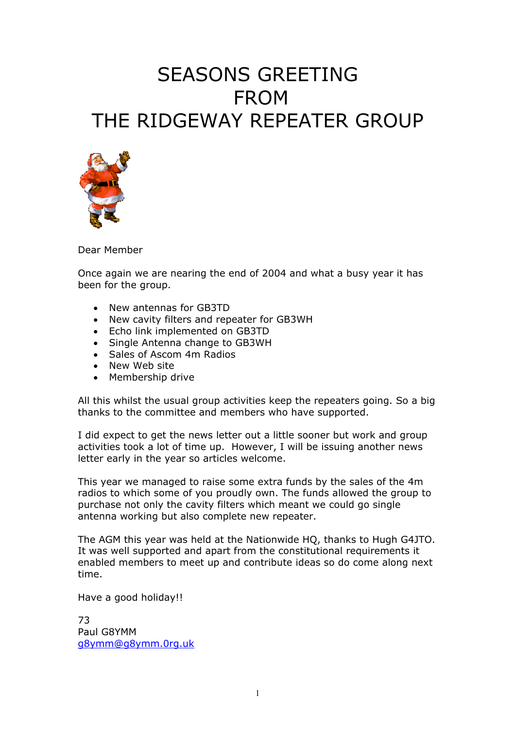# SEASONS GREETING FROM THE RIDGEWAY REPEATER GROUP

Dear Member

Once again we are nearing the end of 2004 and what a busy year it has been for the group.

- New antennas for GB3TD
- New cavity filters and repeater for GB3WH
- Echo link implemented on GB3TD
- Single Antenna change to GB3WH
- Sales of Ascom 4m Radios
- New Web site
- Membership drive

All this whilst the usual group activities keep the repeaters going. So a big thanks to the committee and members who have supported.

I did expect to get the news letter out a little sooner but work and group activities took a lot of time up. However, I will be issuing another news letter early in the year so articles welcome.

This year we managed to raise some extra funds by the sales of the 4m radios to which some of you proudly own. The funds allowed the group to purchase not only the cavity filters which meant we could go single antenna working but also complete new repeater.

The AGM this year was held at the Nationwide HQ, thanks to Hugh G4JTO. It was well supported and apart from the constitutional requirements it enabled members to meet up and contribute ideas so do come along next time.

Have a good holiday!!

73
Paul G8YMM
g8ymm@g8ymm.0rg.uk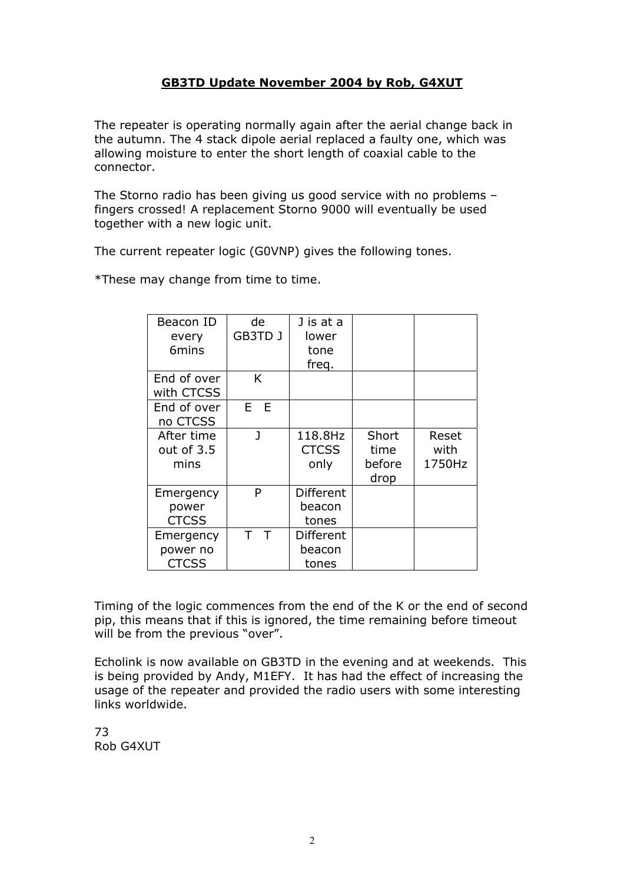# GB3TD Update November 2004 by Rob, G4XUT

The repeater is operating normally again after the aerial change back in the autumn. The 4 stack dipole aerial replaced a faulty one, which was allowing moisture to enter the short length of coaxial cable to the connector.

The Storno radio has been giving us good service with no problems – fingers crossed! A replacement Storno 9000 will eventually be used together with a new logic unit.

The current repeater logic (G0VNP) gives the following tones.

*These may change from time to time.

| Beacon ID every 6mins | de GB3TD J | J is at a lower tone freq. | | |
|---|---|---|---|---|
| End of over with CTCSS | K | | | |
| End of over no CTCSS | E E | | | |
| After time out of 3.5 mins | J | 118.8Hz CTCSS only | Short time before drop | Reset with 1750Hz |
| Emergency power CTCSS | P | Different beacon tones | | |
| Emergency power no CTCSS | T T | Different beacon tones | | |

Timing of the logic commences from the end of the K or the end of second pip, this means that if this is ignored, the time remaining before timeout will be from the previous "over".

Echolink is now available on GB3TD in the evening and at weekends. This is being provided by Andy, M1EFY. It has had the effect of increasing the usage of the repeater and provided the radio users with some interesting links worldwide.

73
Rob G4XUT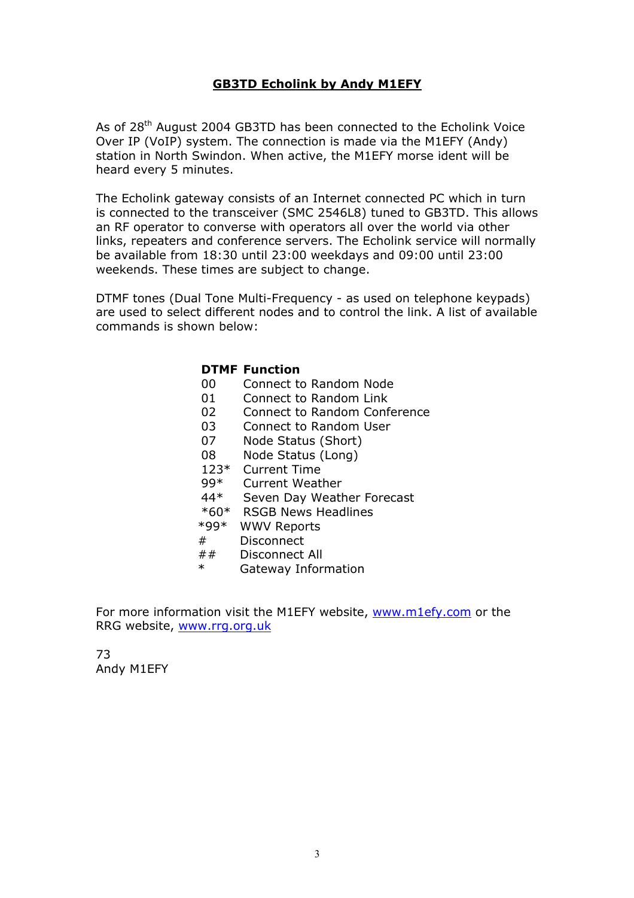# GB3TD Echolink by Andy M1EFY

As of 28th August 2004 GB3TD has been connected to the Echolink Voice Over IP (VoIP) system. The connection is made via the M1EFY (Andy) station in North Swindon. When active, the M1EFY morse ident will be heard every 5 minutes.

The Echolink gateway consists of an Internet connected PC which in turn is connected to the transceiver (SMC 2546L8) tuned to GB3TD. This allows an RF operator to converse with operators all over the world via other links, repeaters and conference servers. The Echolink service will normally be available from 18:30 until 23:00 weekdays and 09:00 until 23:00 weekends. These times are subject to change.

DTMF tones (Dual Tone Multi-Frequency - as used on telephone keypads) are used to select different nodes and to control the link. A list of available commands is shown below:

| DTMF | Function |
|---|---|
| 00 | Connect to Random Node |
| 01 | Connect to Random Link |
| 02 | Connect to Random Conference |
| 03 | Connect to Random User |
| 07 | Node Status (Short) |
| 08 | Node Status (Long) |
| 123* | Current Time |
| 99* | Current Weather |
| 44* | Seven Day Weather Forecast |
| *60* | RSGB News Headlines |
| *99* | WWV Reports |
| # | Disconnect |
| ## | Disconnect All |
| * | Gateway Information |

For more information visit the M1EFY website, [www.m1efy.com](http://www.m1efy.com) or the RRG website, [www.rrg.org.uk](http://www.rrg.org.uk)

73
Andy M1EFY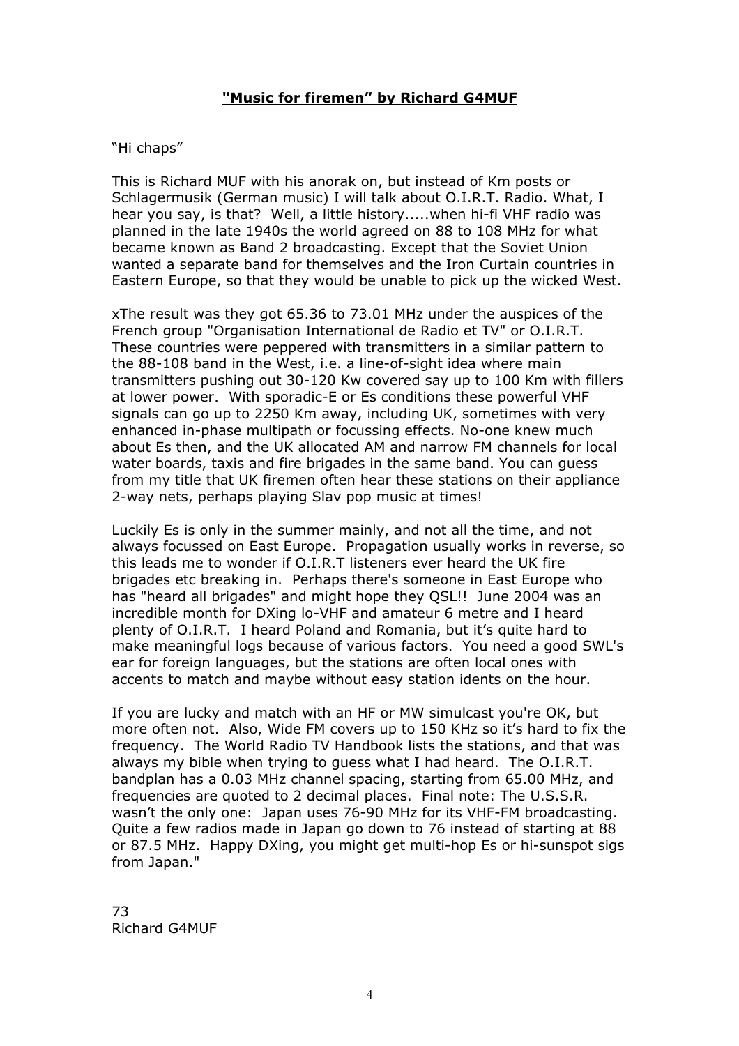## **"Music for firemen" by Richard G4MUF**

"Hi chaps"

This is Richard MUF with his anorak on, but instead of Km posts or Schlagermusik (German music) I will talk about O.I.R.T. Radio. What, I hear you say, is that? Well, a little history.....when hi-fi VHF radio was planned in the late 1940s the world agreed on 88 to 108 MHz for what became known as Band 2 broadcasting. Except that the Soviet Union wanted a separate band for themselves and the Iron Curtain countries in Eastern Europe, so that they would be unable to pick up the wicked West.

xThe result was they got 65.36 to 73.01 MHz under the auspices of the French group "Organisation International de Radio et TV" or O.I.R.T. These countries were peppered with transmitters in a similar pattern to the 88-108 band in the West, i.e. a line-of-sight idea where main transmitters pushing out 30-120 Kw covered say up to 100 Km with fillers at lower power. With sporadic-E or Es conditions these powerful VHF signals can go up to 2250 Km away, including UK, sometimes with very enhanced in-phase multipath or focussing effects. No-one knew much about Es then, and the UK allocated AM and narrow FM channels for local water boards, taxis and fire brigades in the same band. You can guess from my title that UK firemen often hear these stations on their appliance 2-way nets, perhaps playing Slav pop music at times!

Luckily Es is only in the summer mainly, and not all the time, and not always focussed on East Europe. Propagation usually works in reverse, so this leads me to wonder if O.I.R.T listeners ever heard the UK fire brigades etc breaking in. Perhaps there's someone in East Europe who has "heard all brigades" and might hope they QSL!! June 2004 was an incredible month for DXing lo-VHF and amateur 6 metre and I heard plenty of O.I.R.T. I heard Poland and Romania, but it's quite hard to make meaningful logs because of various factors. You need a good SWL's ear for foreign languages, but the stations are often local ones with accents to match and maybe without easy station idents on the hour.

If you are lucky and match with an HF or MW simulcast you're OK, but more often not. Also, Wide FM covers up to 150 KHz so it's hard to fix the frequency. The World Radio TV Handbook lists the stations, and that was always my bible when trying to guess what I had heard. The O.I.R.T. bandplan has a 0.03 MHz channel spacing, starting from 65.00 MHz, and frequencies are quoted to 2 decimal places. Final note: The U.S.S.R. wasn't the only one: Japan uses 76-90 MHz for its VHF-FM broadcasting. Quite a few radios made in Japan go down to 76 instead of starting at 88 or 87.5 MHz. Happy DXing, you might get multi-hop Es or hi-sunspot sigs from Japan."

73  
Richard G4MUF